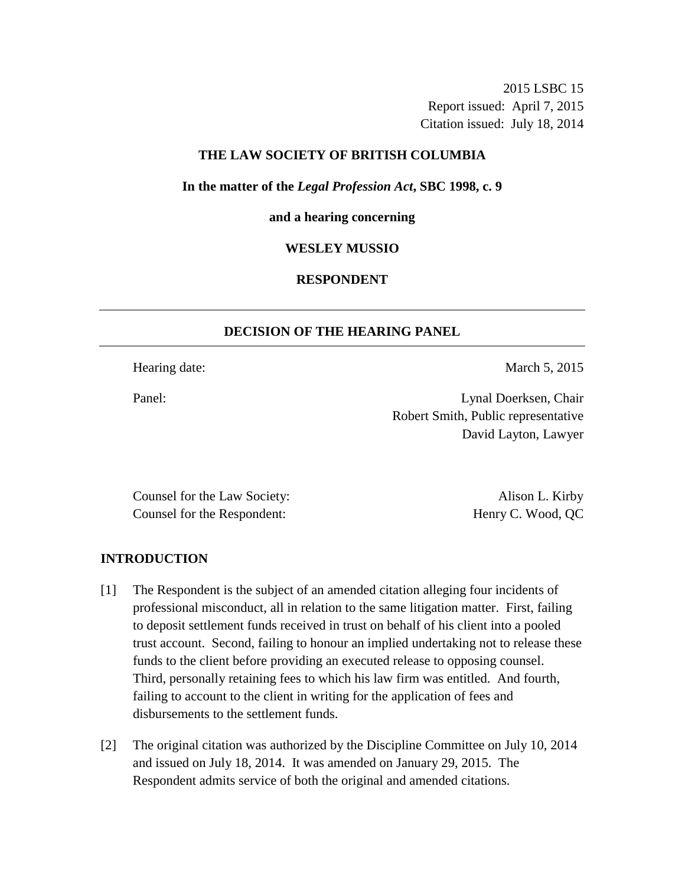2015 LSBC 15
Report issued: April 7, 2015
Citation issued: July 18, 2014

**THE LAW SOCIETY OF BRITISH COLUMBIA**

**In the matter of the *Legal Profession Act*, SBC 1998, c. 9**

**and a hearing concerning**

**WESLEY MUSSIO**

**RESPONDENT**

---

## DECISION OF THE HEARING PANEL

---

| | |
|---|---|
| Hearing date: | March 5, 2015 |
| Panel: | Lynal Doerksen, Chair<br>Robert Smith, Public representative<br>David Layton, Lawyer |

| | |
|---|---|
| Counsel for the Law Society: | Alison L. Kirby |
| Counsel for the Respondent: | Henry C. Wood, QC |

## INTRODUCTION

[1] The Respondent is the subject of an amended citation alleging four incidents of professional misconduct, all in relation to the same litigation matter. First, failing to deposit settlement funds received in trust on behalf of his client into a pooled trust account. Second, failing to honour an implied undertaking not to release these funds to the client before providing an executed release to opposing counsel. Third, personally retaining fees to which his law firm was entitled. And fourth, failing to account to the client in writing for the application of fees and disbursements to the settlement funds.

[2] The original citation was authorized by the Discipline Committee on July 10, 2014 and issued on July 18, 2014. It was amended on January 29, 2015. The Respondent admits service of both the original and amended citations.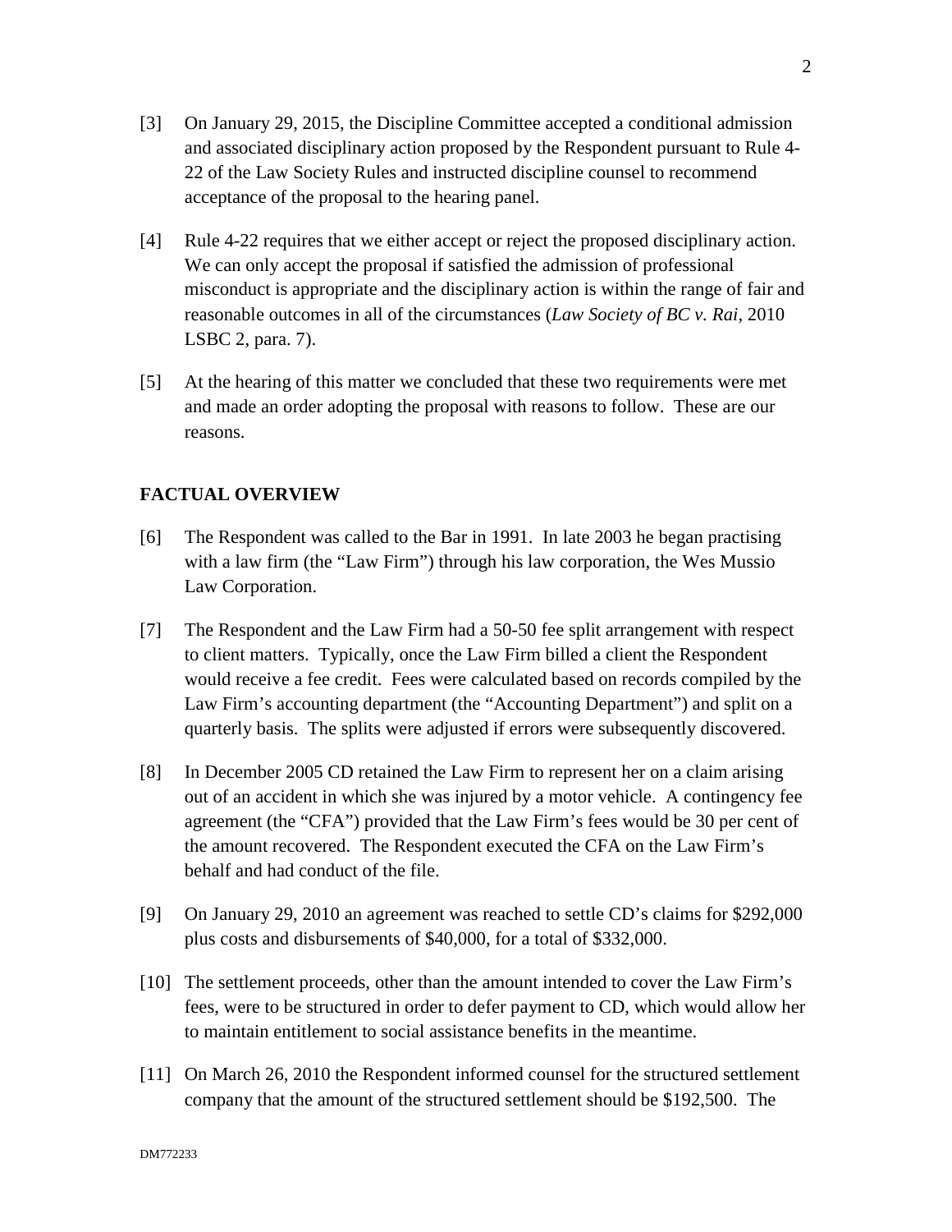[3] On January 29, 2015, the Discipline Committee accepted a conditional admission and associated disciplinary action proposed by the Respondent pursuant to Rule 4-22 of the Law Society Rules and instructed discipline counsel to recommend acceptance of the proposal to the hearing panel.

[4] Rule 4-22 requires that we either accept or reject the proposed disciplinary action. We can only accept the proposal if satisfied the admission of professional misconduct is appropriate and the disciplinary action is within the range of fair and reasonable outcomes in all of the circumstances (*Law Society of BC v. Rai*, 2010 LSBC 2, para. 7).

[5] At the hearing of this matter we concluded that these two requirements were met and made an order adopting the proposal with reasons to follow. These are our reasons.

## FACTUAL OVERVIEW

[6] The Respondent was called to the Bar in 1991. In late 2003 he began practising with a law firm (the "Law Firm") through his law corporation, the Wes Mussio Law Corporation.

[7] The Respondent and the Law Firm had a 50-50 fee split arrangement with respect to client matters. Typically, once the Law Firm billed a client the Respondent would receive a fee credit. Fees were calculated based on records compiled by the Law Firm's accounting department (the "Accounting Department") and split on a quarterly basis. The splits were adjusted if errors were subsequently discovered.

[8] In December 2005 CD retained the Law Firm to represent her on a claim arising out of an accident in which she was injured by a motor vehicle. A contingency fee agreement (the "CFA") provided that the Law Firm's fees would be 30 per cent of the amount recovered. The Respondent executed the CFA on the Law Firm's behalf and had conduct of the file.

[9] On January 29, 2010 an agreement was reached to settle CD's claims for $292,000 plus costs and disbursements of $40,000, for a total of $332,000.

[10] The settlement proceeds, other than the amount intended to cover the Law Firm's fees, were to be structured in order to defer payment to CD, which would allow her to maintain entitlement to social assistance benefits in the meantime.

[11] On March 26, 2010 the Respondent informed counsel for the structured settlement company that the amount of the structured settlement should be $192,500. The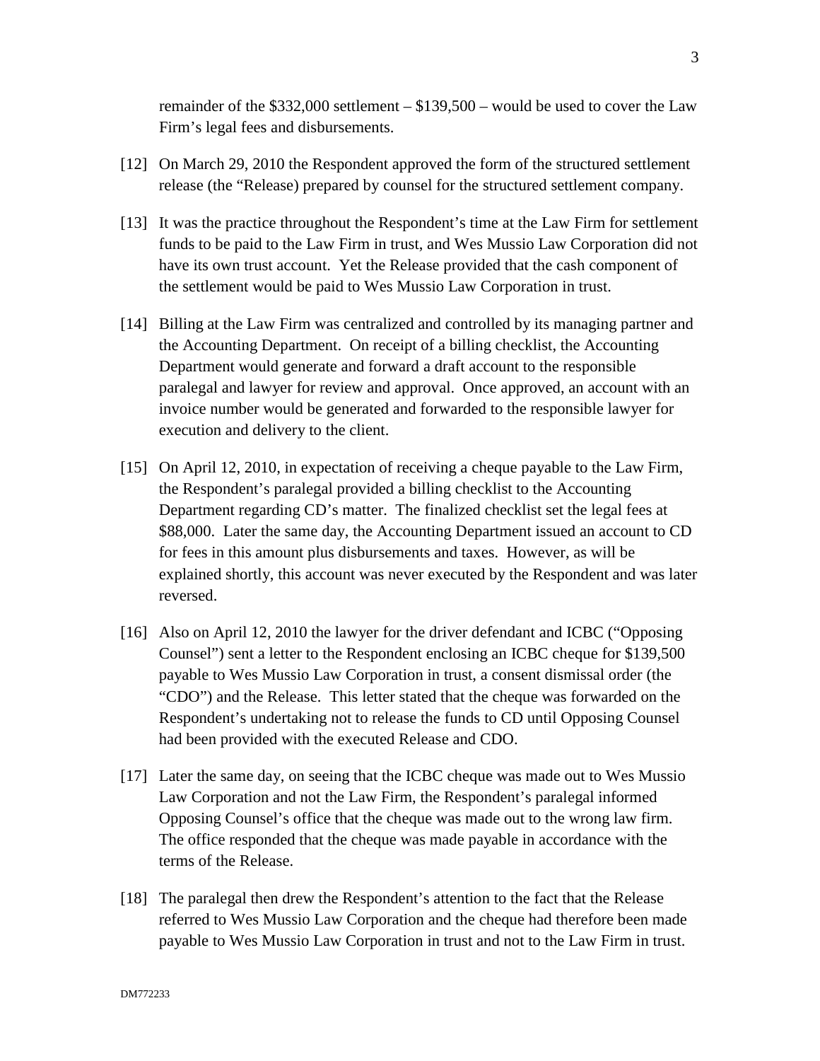remainder of the $332,000 settlement – $139,500 – would be used to cover the Law Firm's legal fees and disbursements.

[12] On March 29, 2010 the Respondent approved the form of the structured settlement release (the "Release) prepared by counsel for the structured settlement company.

[13] It was the practice throughout the Respondent's time at the Law Firm for settlement funds to be paid to the Law Firm in trust, and Wes Mussio Law Corporation did not have its own trust account. Yet the Release provided that the cash component of the settlement would be paid to Wes Mussio Law Corporation in trust.

[14] Billing at the Law Firm was centralized and controlled by its managing partner and the Accounting Department. On receipt of a billing checklist, the Accounting Department would generate and forward a draft account to the responsible paralegal and lawyer for review and approval. Once approved, an account with an invoice number would be generated and forwarded to the responsible lawyer for execution and delivery to the client.

[15] On April 12, 2010, in expectation of receiving a cheque payable to the Law Firm, the Respondent's paralegal provided a billing checklist to the Accounting Department regarding CD's matter. The finalized checklist set the legal fees at $88,000. Later the same day, the Accounting Department issued an account to CD for fees in this amount plus disbursements and taxes. However, as will be explained shortly, this account was never executed by the Respondent and was later reversed.

[16] Also on April 12, 2010 the lawyer for the driver defendant and ICBC ("Opposing Counsel") sent a letter to the Respondent enclosing an ICBC cheque for $139,500 payable to Wes Mussio Law Corporation in trust, a consent dismissal order (the "CDO") and the Release. This letter stated that the cheque was forwarded on the Respondent's undertaking not to release the funds to CD until Opposing Counsel had been provided with the executed Release and CDO.

[17] Later the same day, on seeing that the ICBC cheque was made out to Wes Mussio Law Corporation and not the Law Firm, the Respondent's paralegal informed Opposing Counsel's office that the cheque was made out to the wrong law firm. The office responded that the cheque was made payable in accordance with the terms of the Release.

[18] The paralegal then drew the Respondent's attention to the fact that the Release referred to Wes Mussio Law Corporation and the cheque had therefore been made payable to Wes Mussio Law Corporation in trust and not to the Law Firm in trust.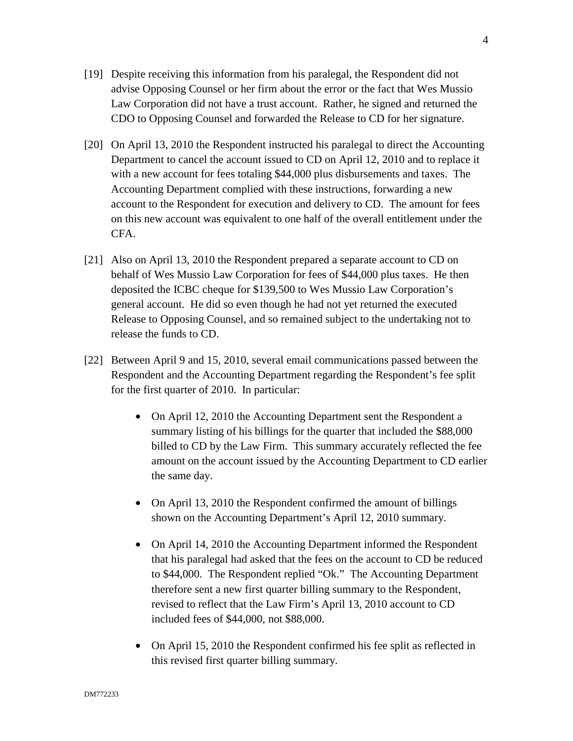[19] Despite receiving this information from his paralegal, the Respondent did not advise Opposing Counsel or her firm about the error or the fact that Wes Mussio Law Corporation did not have a trust account. Rather, he signed and returned the CDO to Opposing Counsel and forwarded the Release to CD for her signature.

[20] On April 13, 2010 the Respondent instructed his paralegal to direct the Accounting Department to cancel the account issued to CD on April 12, 2010 and to replace it with a new account for fees totaling $44,000 plus disbursements and taxes. The Accounting Department complied with these instructions, forwarding a new account to the Respondent for execution and delivery to CD. The amount for fees on this new account was equivalent to one half of the overall entitlement under the CFA.

[21] Also on April 13, 2010 the Respondent prepared a separate account to CD on behalf of Wes Mussio Law Corporation for fees of $44,000 plus taxes. He then deposited the ICBC cheque for $139,500 to Wes Mussio Law Corporation's general account. He did so even though he had not yet returned the executed Release to Opposing Counsel, and so remained subject to the undertaking not to release the funds to CD.

[22] Between April 9 and 15, 2010, several email communications passed between the Respondent and the Accounting Department regarding the Respondent's fee split for the first quarter of 2010. In particular:

- On April 12, 2010 the Accounting Department sent the Respondent a summary listing of his billings for the quarter that included the $88,000 billed to CD by the Law Firm. This summary accurately reflected the fee amount on the account issued by the Accounting Department to CD earlier the same day.

- On April 13, 2010 the Respondent confirmed the amount of billings shown on the Accounting Department's April 12, 2010 summary.

- On April 14, 2010 the Accounting Department informed the Respondent that his paralegal had asked that the fees on the account to CD be reduced to $44,000. The Respondent replied "Ok." The Accounting Department therefore sent a new first quarter billing summary to the Respondent, revised to reflect that the Law Firm's April 13, 2010 account to CD included fees of $44,000, not $88,000.

- On April 15, 2010 the Respondent confirmed his fee split as reflected in this revised first quarter billing summary.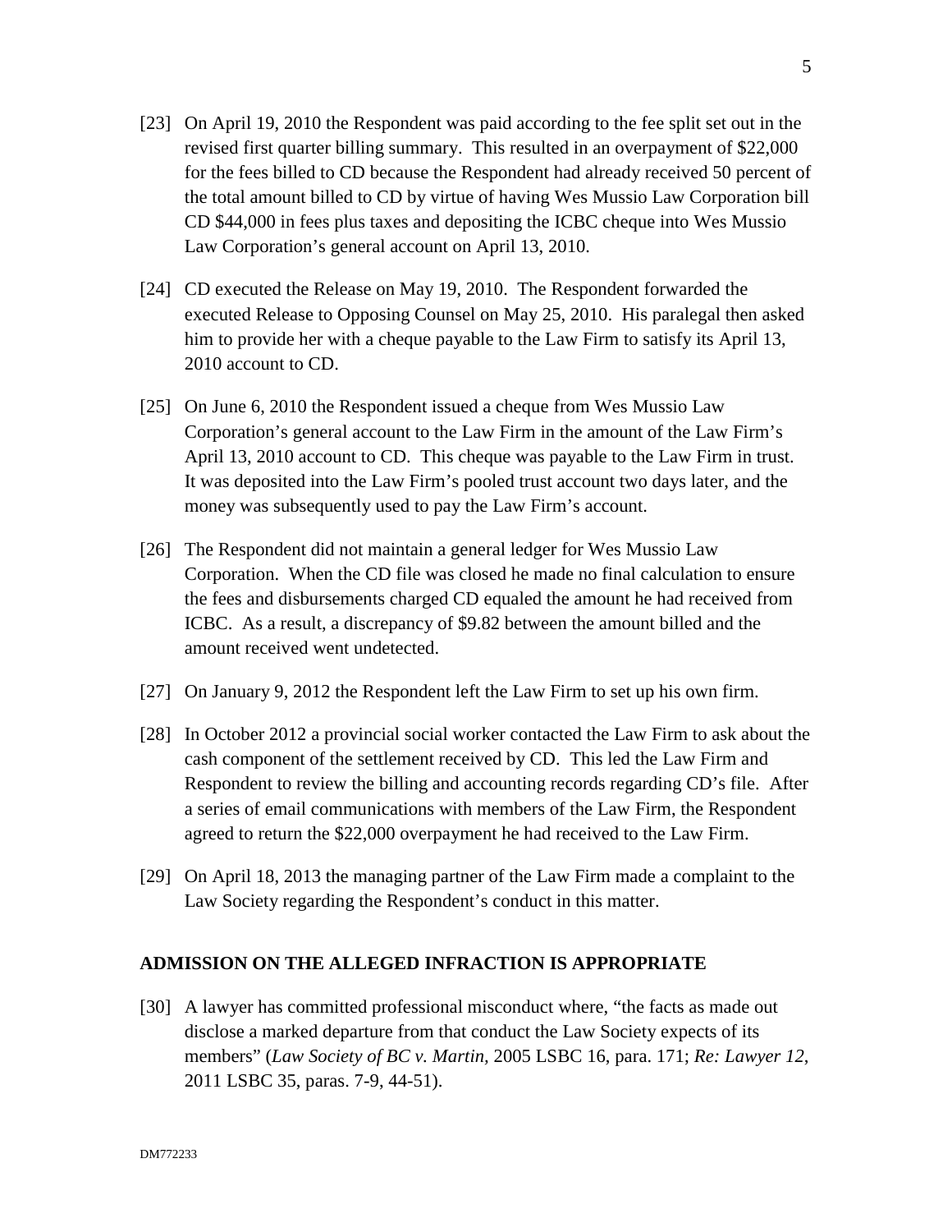[23] On April 19, 2010 the Respondent was paid according to the fee split set out in the revised first quarter billing summary. This resulted in an overpayment of $22,000 for the fees billed to CD because the Respondent had already received 50 percent of the total amount billed to CD by virtue of having Wes Mussio Law Corporation bill CD $44,000 in fees plus taxes and depositing the ICBC cheque into Wes Mussio Law Corporation's general account on April 13, 2010.

[24] CD executed the Release on May 19, 2010. The Respondent forwarded the executed Release to Opposing Counsel on May 25, 2010. His paralegal then asked him to provide her with a cheque payable to the Law Firm to satisfy its April 13, 2010 account to CD.

[25] On June 6, 2010 the Respondent issued a cheque from Wes Mussio Law Corporation's general account to the Law Firm in the amount of the Law Firm's April 13, 2010 account to CD. This cheque was payable to the Law Firm in trust. It was deposited into the Law Firm's pooled trust account two days later, and the money was subsequently used to pay the Law Firm's account.

[26] The Respondent did not maintain a general ledger for Wes Mussio Law Corporation. When the CD file was closed he made no final calculation to ensure the fees and disbursements charged CD equaled the amount he had received from ICBC. As a result, a discrepancy of $9.82 between the amount billed and the amount received went undetected.

[27] On January 9, 2012 the Respondent left the Law Firm to set up his own firm.

[28] In October 2012 a provincial social worker contacted the Law Firm to ask about the cash component of the settlement received by CD. This led the Law Firm and Respondent to review the billing and accounting records regarding CD's file. After a series of email communications with members of the Law Firm, the Respondent agreed to return the $22,000 overpayment he had received to the Law Firm.

[29] On April 18, 2013 the managing partner of the Law Firm made a complaint to the Law Society regarding the Respondent's conduct in this matter.

## ADMISSION ON THE ALLEGED INFRACTION IS APPROPRIATE

[30] A lawyer has committed professional misconduct where, "the facts as made out disclose a marked departure from that conduct the Law Society expects of its members" (*Law Society of BC v. Martin*, 2005 LSBC 16, para. 171; *Re: Lawyer 12*, 2011 LSBC 35, paras. 7-9, 44-51).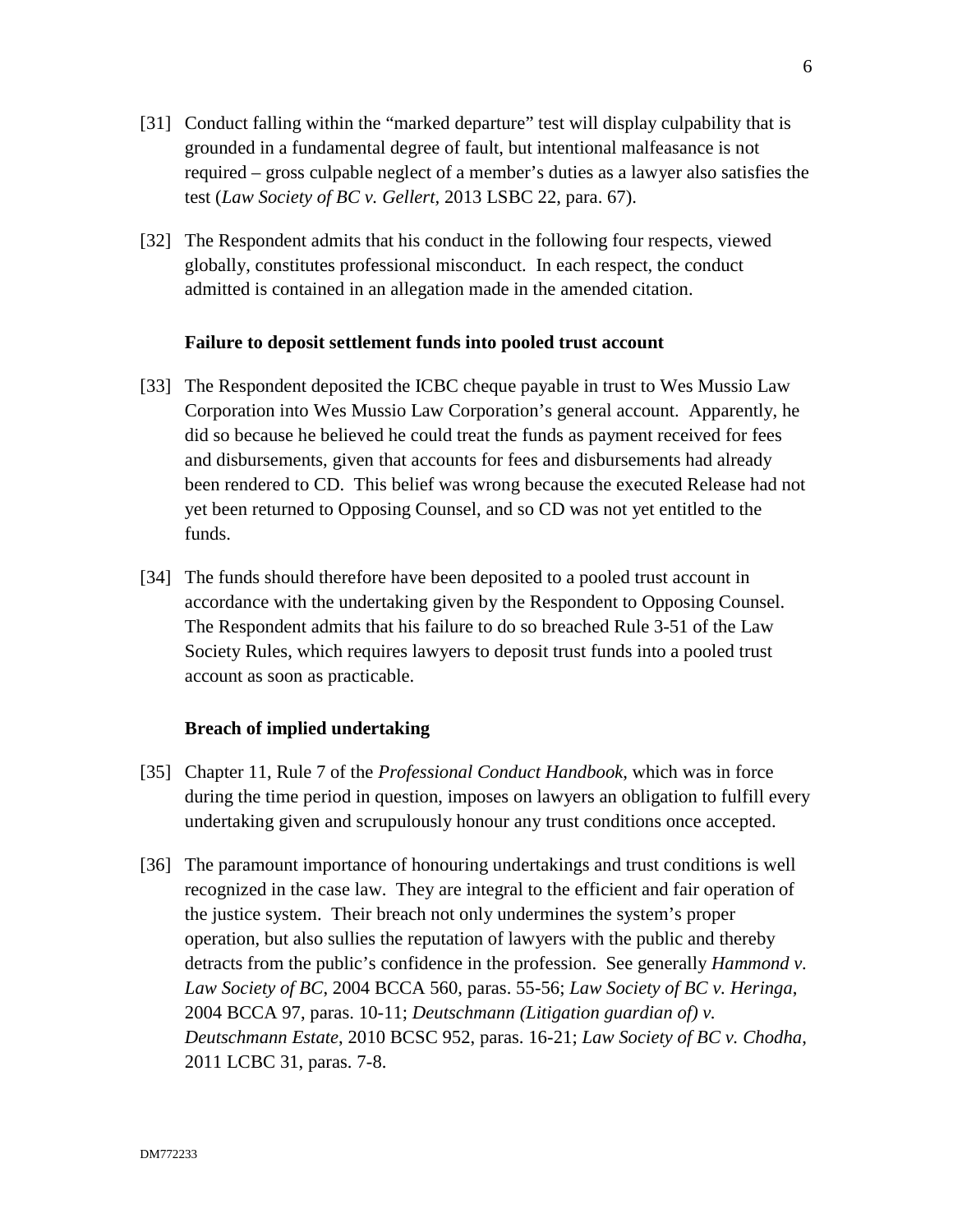[31] Conduct falling within the "marked departure" test will display culpability that is grounded in a fundamental degree of fault, but intentional malfeasance is not required – gross culpable neglect of a member's duties as a lawyer also satisfies the test (*Law Society of BC v. Gellert*, 2013 LSBC 22, para. 67).

[32] The Respondent admits that his conduct in the following four respects, viewed globally, constitutes professional misconduct. In each respect, the conduct admitted is contained in an allegation made in the amended citation.

**Failure to deposit settlement funds into pooled trust account**

[33] The Respondent deposited the ICBC cheque payable in trust to Wes Mussio Law Corporation into Wes Mussio Law Corporation's general account. Apparently, he did so because he believed he could treat the funds as payment received for fees and disbursements, given that accounts for fees and disbursements had already been rendered to CD. This belief was wrong because the executed Release had not yet been returned to Opposing Counsel, and so CD was not yet entitled to the funds.

[34] The funds should therefore have been deposited to a pooled trust account in accordance with the undertaking given by the Respondent to Opposing Counsel. The Respondent admits that his failure to do so breached Rule 3-51 of the Law Society Rules, which requires lawyers to deposit trust funds into a pooled trust account as soon as practicable.

**Breach of implied undertaking**

[35] Chapter 11, Rule 7 of the *Professional Conduct Handbook*, which was in force during the time period in question, imposes on lawyers an obligation to fulfill every undertaking given and scrupulously honour any trust conditions once accepted.

[36] The paramount importance of honouring undertakings and trust conditions is well recognized in the case law. They are integral to the efficient and fair operation of the justice system. Their breach not only undermines the system's proper operation, but also sullies the reputation of lawyers with the public and thereby detracts from the public's confidence in the profession. See generally *Hammond v. Law Society of BC*, 2004 BCCA 560, paras. 55-56; *Law Society of BC v. Heringa*, 2004 BCCA 97, paras. 10-11; *Deutschmann (Litigation guardian of) v. Deutschmann Estate*, 2010 BCSC 952, paras. 16-21; *Law Society of BC v. Chodha*, 2011 LCBC 31, paras. 7-8.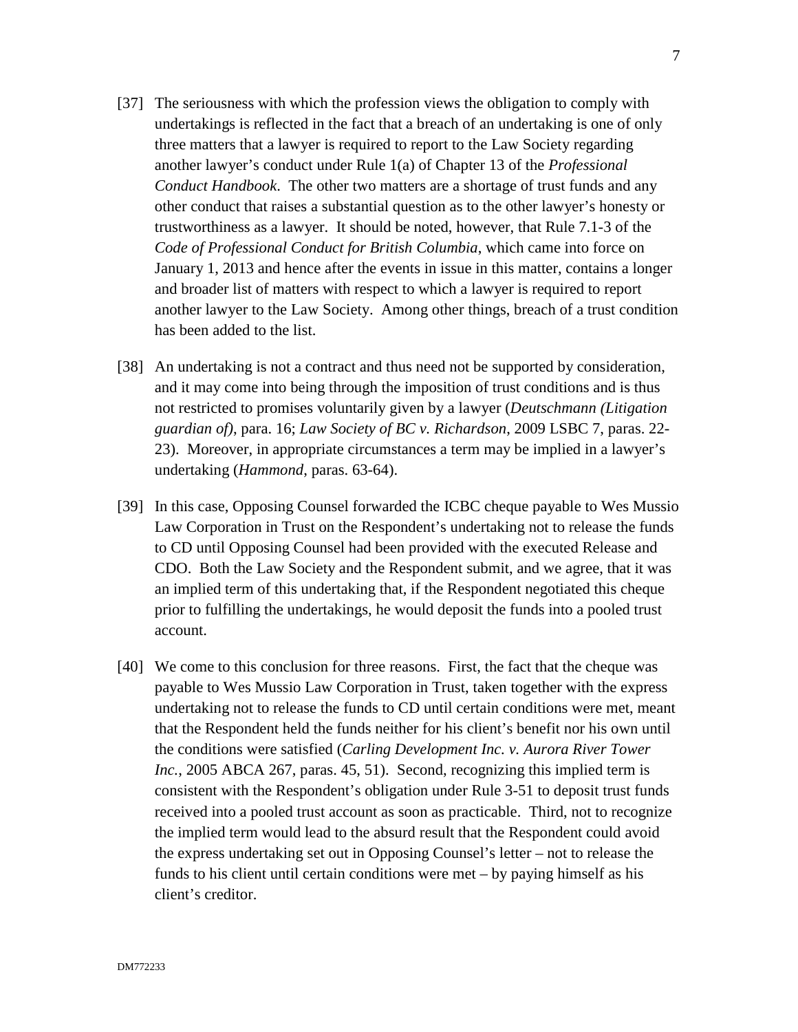[37] The seriousness with which the profession views the obligation to comply with undertakings is reflected in the fact that a breach of an undertaking is one of only three matters that a lawyer is required to report to the Law Society regarding another lawyer's conduct under Rule 1(a) of Chapter 13 of the *Professional Conduct Handbook*. The other two matters are a shortage of trust funds and any other conduct that raises a substantial question as to the other lawyer's honesty or trustworthiness as a lawyer. It should be noted, however, that Rule 7.1-3 of the *Code of Professional Conduct for British Columbia*, which came into force on January 1, 2013 and hence after the events in issue in this matter, contains a longer and broader list of matters with respect to which a lawyer is required to report another lawyer to the Law Society. Among other things, breach of a trust condition has been added to the list.

[38] An undertaking is not a contract and thus need not be supported by consideration, and it may come into being through the imposition of trust conditions and is thus not restricted to promises voluntarily given by a lawyer (*Deutschmann (Litigation guardian of)*, para. 16; *Law Society of BC v. Richardson*, 2009 LSBC 7, paras. 22-23). Moreover, in appropriate circumstances a term may be implied in a lawyer's undertaking (*Hammond*, paras. 63-64).

[39] In this case, Opposing Counsel forwarded the ICBC cheque payable to Wes Mussio Law Corporation in Trust on the Respondent's undertaking not to release the funds to CD until Opposing Counsel had been provided with the executed Release and CDO. Both the Law Society and the Respondent submit, and we agree, that it was an implied term of this undertaking that, if the Respondent negotiated this cheque prior to fulfilling the undertakings, he would deposit the funds into a pooled trust account.

[40] We come to this conclusion for three reasons. First, the fact that the cheque was payable to Wes Mussio Law Corporation in Trust, taken together with the express undertaking not to release the funds to CD until certain conditions were met, meant that the Respondent held the funds neither for his client's benefit nor his own until the conditions were satisfied (*Carling Development Inc. v. Aurora River Tower Inc.*, 2005 ABCA 267, paras. 45, 51). Second, recognizing this implied term is consistent with the Respondent's obligation under Rule 3-51 to deposit trust funds received into a pooled trust account as soon as practicable. Third, not to recognize the implied term would lead to the absurd result that the Respondent could avoid the express undertaking set out in Opposing Counsel's letter – not to release the funds to his client until certain conditions were met – by paying himself as his client's creditor.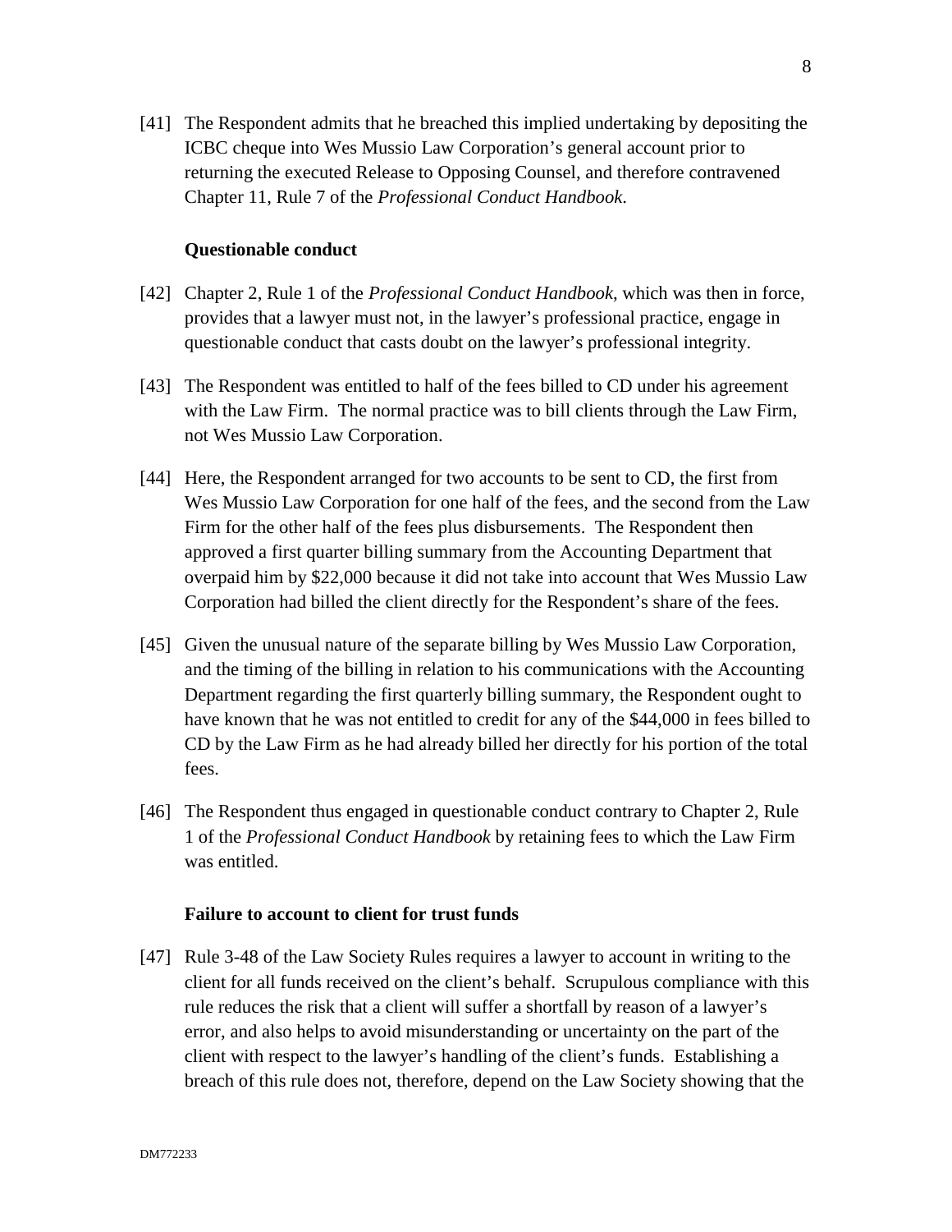[41] The Respondent admits that he breached this implied undertaking by depositing the ICBC cheque into Wes Mussio Law Corporation's general account prior to returning the executed Release to Opposing Counsel, and therefore contravened Chapter 11, Rule 7 of the *Professional Conduct Handbook*.

**Questionable conduct**

[42] Chapter 2, Rule 1 of the *Professional Conduct Handbook*, which was then in force, provides that a lawyer must not, in the lawyer's professional practice, engage in questionable conduct that casts doubt on the lawyer's professional integrity.

[43] The Respondent was entitled to half of the fees billed to CD under his agreement with the Law Firm. The normal practice was to bill clients through the Law Firm, not Wes Mussio Law Corporation.

[44] Here, the Respondent arranged for two accounts to be sent to CD, the first from Wes Mussio Law Corporation for one half of the fees, and the second from the Law Firm for the other half of the fees plus disbursements. The Respondent then approved a first quarter billing summary from the Accounting Department that overpaid him by $22,000 because it did not take into account that Wes Mussio Law Corporation had billed the client directly for the Respondent's share of the fees.

[45] Given the unusual nature of the separate billing by Wes Mussio Law Corporation, and the timing of the billing in relation to his communications with the Accounting Department regarding the first quarterly billing summary, the Respondent ought to have known that he was not entitled to credit for any of the $44,000 in fees billed to CD by the Law Firm as he had already billed her directly for his portion of the total fees.

[46] The Respondent thus engaged in questionable conduct contrary to Chapter 2, Rule 1 of the *Professional Conduct Handbook* by retaining fees to which the Law Firm was entitled.

**Failure to account to client for trust funds**

[47] Rule 3-48 of the Law Society Rules requires a lawyer to account in writing to the client for all funds received on the client's behalf. Scrupulous compliance with this rule reduces the risk that a client will suffer a shortfall by reason of a lawyer's error, and also helps to avoid misunderstanding or uncertainty on the part of the client with respect to the lawyer's handling of the client's funds. Establishing a breach of this rule does not, therefore, depend on the Law Society showing that the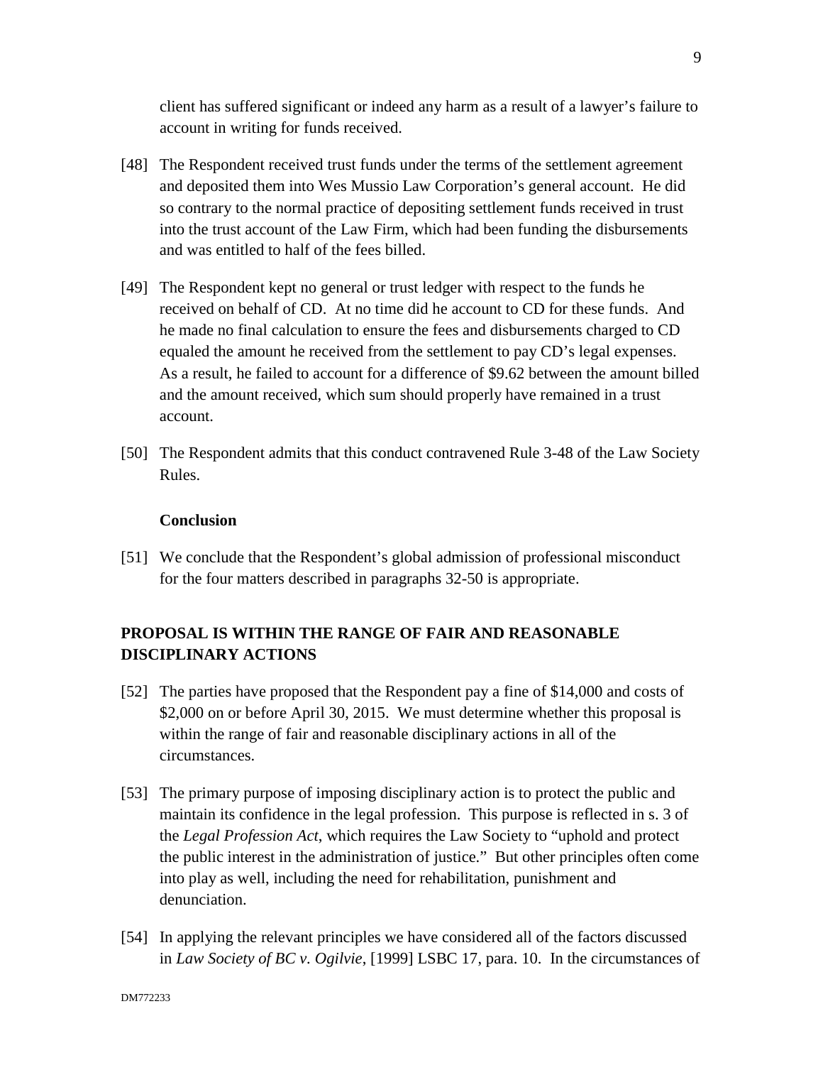client has suffered significant or indeed any harm as a result of a lawyer's failure to account in writing for funds received.

[48] The Respondent received trust funds under the terms of the settlement agreement and deposited them into Wes Mussio Law Corporation's general account. He did so contrary to the normal practice of depositing settlement funds received in trust into the trust account of the Law Firm, which had been funding the disbursements and was entitled to half of the fees billed.

[49] The Respondent kept no general or trust ledger with respect to the funds he received on behalf of CD. At no time did he account to CD for these funds. And he made no final calculation to ensure the fees and disbursements charged to CD equaled the amount he received from the settlement to pay CD's legal expenses. As a result, he failed to account for a difference of $9.62 between the amount billed and the amount received, which sum should properly have remained in a trust account.

[50] The Respondent admits that this conduct contravened Rule 3-48 of the Law Society Rules.

**Conclusion**

[51] We conclude that the Respondent's global admission of professional misconduct for the four matters described in paragraphs 32-50 is appropriate.

## PROPOSAL IS WITHIN THE RANGE OF FAIR AND REASONABLE DISCIPLINARY ACTIONS

[52] The parties have proposed that the Respondent pay a fine of $14,000 and costs of $2,000 on or before April 30, 2015. We must determine whether this proposal is within the range of fair and reasonable disciplinary actions in all of the circumstances.

[53] The primary purpose of imposing disciplinary action is to protect the public and maintain its confidence in the legal profession. This purpose is reflected in s. 3 of the *Legal Profession Act*, which requires the Law Society to "uphold and protect the public interest in the administration of justice." But other principles often come into play as well, including the need for rehabilitation, punishment and denunciation.

[54] In applying the relevant principles we have considered all of the factors discussed in *Law Society of BC v. Ogilvie*, [1999] LSBC 17, para. 10. In the circumstances of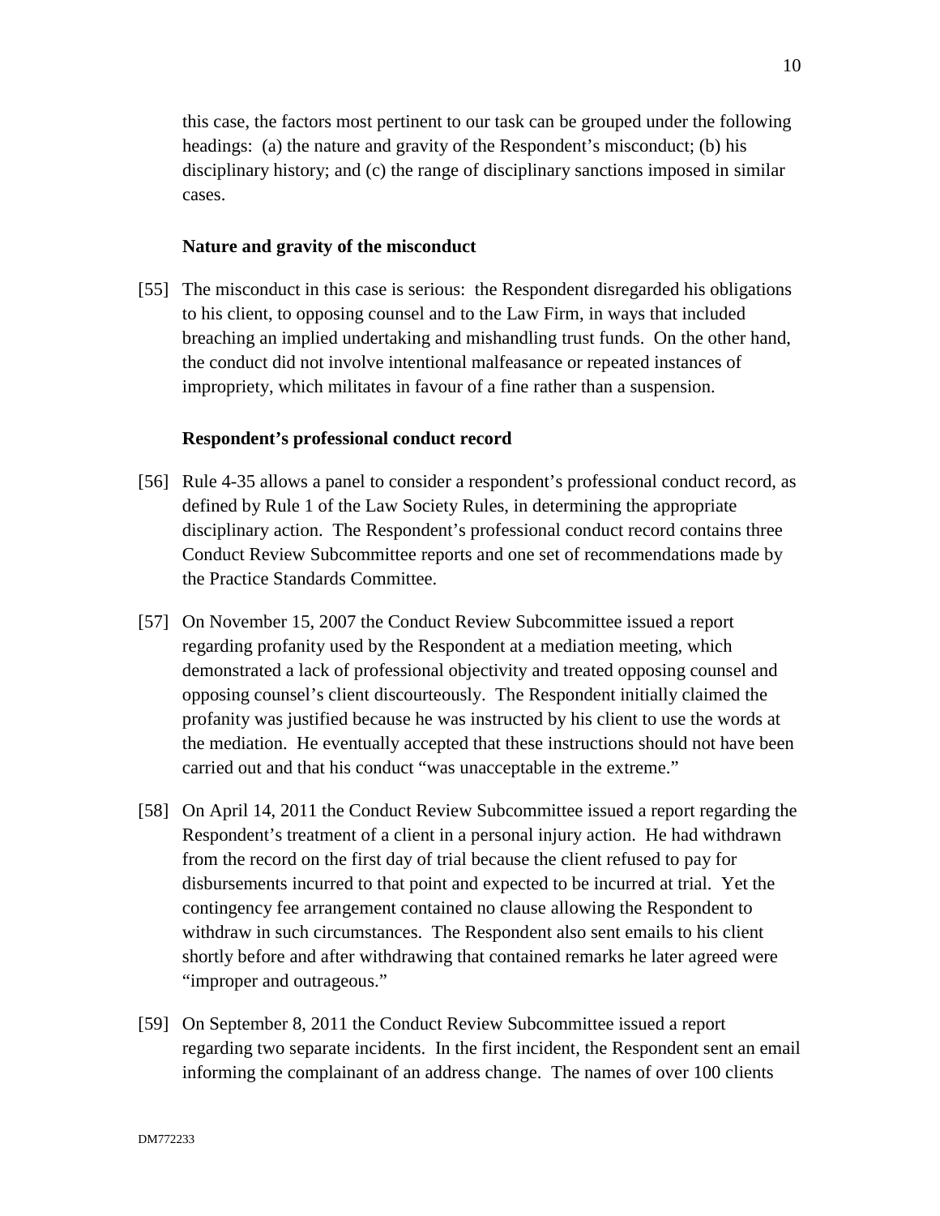this case, the factors most pertinent to our task can be grouped under the following headings: (a) the nature and gravity of the Respondent's misconduct; (b) his disciplinary history; and (c) the range of disciplinary sanctions imposed in similar cases.

**Nature and gravity of the misconduct**

[55] The misconduct in this case is serious: the Respondent disregarded his obligations to his client, to opposing counsel and to the Law Firm, in ways that included breaching an implied undertaking and mishandling trust funds. On the other hand, the conduct did not involve intentional malfeasance or repeated instances of impropriety, which militates in favour of a fine rather than a suspension.

**Respondent's professional conduct record**

[56] Rule 4-35 allows a panel to consider a respondent's professional conduct record, as defined by Rule 1 of the Law Society Rules, in determining the appropriate disciplinary action. The Respondent's professional conduct record contains three Conduct Review Subcommittee reports and one set of recommendations made by the Practice Standards Committee.

[57] On November 15, 2007 the Conduct Review Subcommittee issued a report regarding profanity used by the Respondent at a mediation meeting, which demonstrated a lack of professional objectivity and treated opposing counsel and opposing counsel's client discourteously. The Respondent initially claimed the profanity was justified because he was instructed by his client to use the words at the mediation. He eventually accepted that these instructions should not have been carried out and that his conduct "was unacceptable in the extreme."

[58] On April 14, 2011 the Conduct Review Subcommittee issued a report regarding the Respondent's treatment of a client in a personal injury action. He had withdrawn from the record on the first day of trial because the client refused to pay for disbursements incurred to that point and expected to be incurred at trial. Yet the contingency fee arrangement contained no clause allowing the Respondent to withdraw in such circumstances. The Respondent also sent emails to his client shortly before and after withdrawing that contained remarks he later agreed were "improper and outrageous."

[59] On September 8, 2011 the Conduct Review Subcommittee issued a report regarding two separate incidents. In the first incident, the Respondent sent an email informing the complainant of an address change. The names of over 100 clients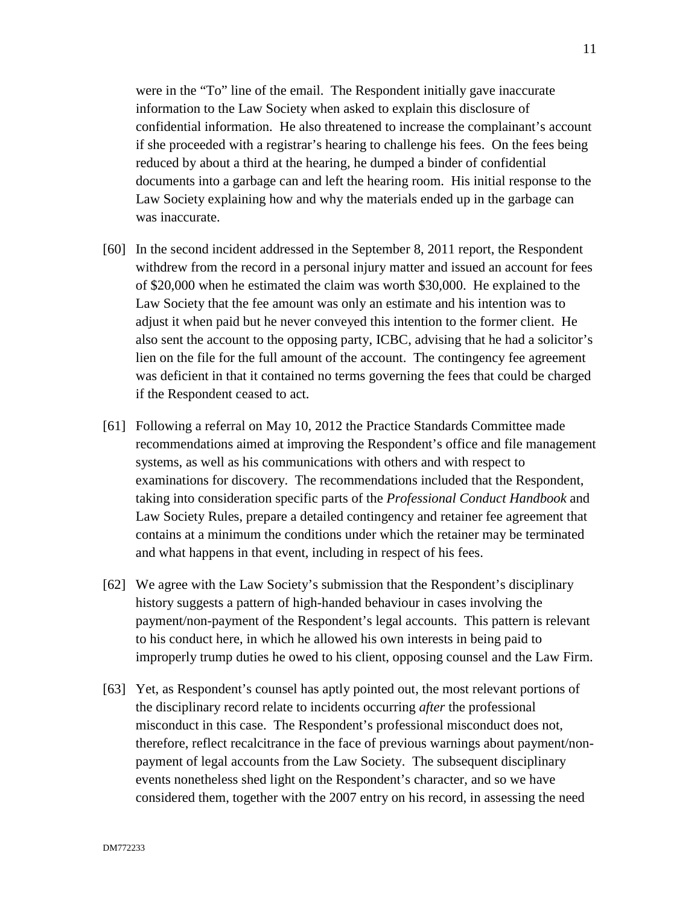were in the "To" line of the email. The Respondent initially gave inaccurate information to the Law Society when asked to explain this disclosure of confidential information. He also threatened to increase the complainant's account if she proceeded with a registrar's hearing to challenge his fees. On the fees being reduced by about a third at the hearing, he dumped a binder of confidential documents into a garbage can and left the hearing room. His initial response to the Law Society explaining how and why the materials ended up in the garbage can was inaccurate.

[60] In the second incident addressed in the September 8, 2011 report, the Respondent withdrew from the record in a personal injury matter and issued an account for fees of $20,000 when he estimated the claim was worth $30,000. He explained to the Law Society that the fee amount was only an estimate and his intention was to adjust it when paid but he never conveyed this intention to the former client. He also sent the account to the opposing party, ICBC, advising that he had a solicitor's lien on the file for the full amount of the account. The contingency fee agreement was deficient in that it contained no terms governing the fees that could be charged if the Respondent ceased to act.

[61] Following a referral on May 10, 2012 the Practice Standards Committee made recommendations aimed at improving the Respondent's office and file management systems, as well as his communications with others and with respect to examinations for discovery. The recommendations included that the Respondent, taking into consideration specific parts of the *Professional Conduct Handbook* and Law Society Rules, prepare a detailed contingency and retainer fee agreement that contains at a minimum the conditions under which the retainer may be terminated and what happens in that event, including in respect of his fees.

[62] We agree with the Law Society's submission that the Respondent's disciplinary history suggests a pattern of high-handed behaviour in cases involving the payment/non-payment of the Respondent's legal accounts. This pattern is relevant to his conduct here, in which he allowed his own interests in being paid to improperly trump duties he owed to his client, opposing counsel and the Law Firm.

[63] Yet, as Respondent's counsel has aptly pointed out, the most relevant portions of the disciplinary record relate to incidents occurring *after* the professional misconduct in this case. The Respondent's professional misconduct does not, therefore, reflect recalcitrance in the face of previous warnings about payment/non-payment of legal accounts from the Law Society. The subsequent disciplinary events nonetheless shed light on the Respondent's character, and so we have considered them, together with the 2007 entry on his record, in assessing the need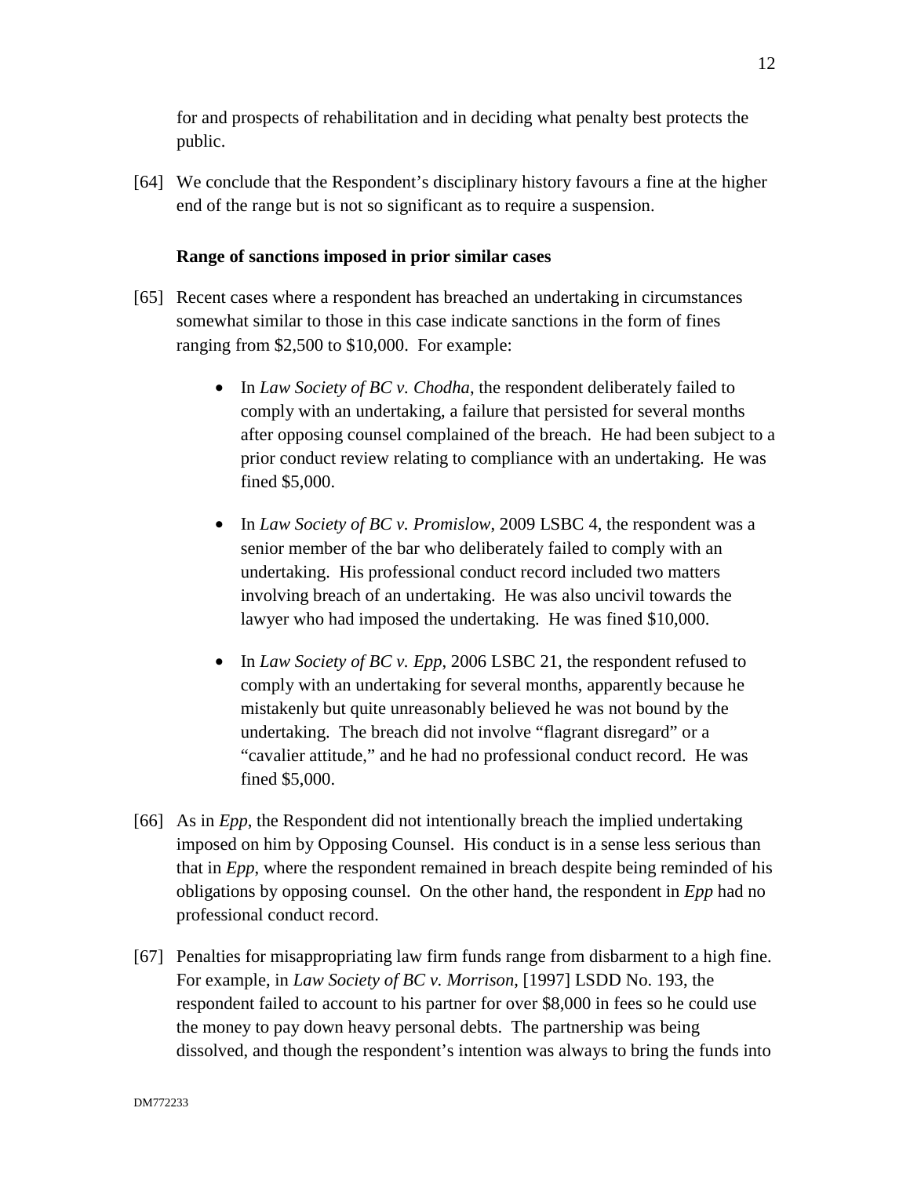for and prospects of rehabilitation and in deciding what penalty best protects the public.

[64] We conclude that the Respondent's disciplinary history favours a fine at the higher end of the range but is not so significant as to require a suspension.

**Range of sanctions imposed in prior similar cases**

[65] Recent cases where a respondent has breached an undertaking in circumstances somewhat similar to those in this case indicate sanctions in the form of fines ranging from $2,500 to $10,000. For example:

- In *Law Society of BC v. Chodha*, the respondent deliberately failed to comply with an undertaking, a failure that persisted for several months after opposing counsel complained of the breach. He had been subject to a prior conduct review relating to compliance with an undertaking. He was fined $5,000.
- In *Law Society of BC v. Promislow*, 2009 LSBC 4, the respondent was a senior member of the bar who deliberately failed to comply with an undertaking. His professional conduct record included two matters involving breach of an undertaking. He was also uncivil towards the lawyer who had imposed the undertaking. He was fined $10,000.
- In *Law Society of BC v. Epp*, 2006 LSBC 21, the respondent refused to comply with an undertaking for several months, apparently because he mistakenly but quite unreasonably believed he was not bound by the undertaking. The breach did not involve "flagrant disregard" or a "cavalier attitude," and he had no professional conduct record. He was fined $5,000.

[66] As in *Epp*, the Respondent did not intentionally breach the implied undertaking imposed on him by Opposing Counsel. His conduct is in a sense less serious than that in *Epp*, where the respondent remained in breach despite being reminded of his obligations by opposing counsel. On the other hand, the respondent in *Epp* had no professional conduct record.

[67] Penalties for misappropriating law firm funds range from disbarment to a high fine. For example, in *Law Society of BC v. Morrison*, [1997] LSDD No. 193, the respondent failed to account to his partner for over $8,000 in fees so he could use the money to pay down heavy personal debts. The partnership was being dissolved, and though the respondent's intention was always to bring the funds into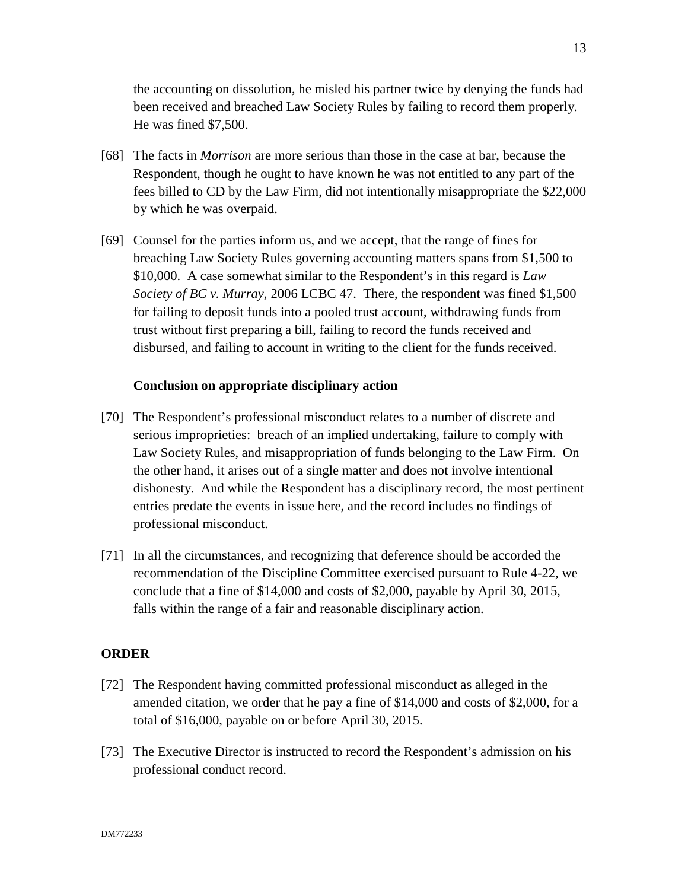the accounting on dissolution, he misled his partner twice by denying the funds had been received and breached Law Society Rules by failing to record them properly. He was fined $7,500.

[68] The facts in *Morrison* are more serious than those in the case at bar, because the Respondent, though he ought to have known he was not entitled to any part of the fees billed to CD by the Law Firm, did not intentionally misappropriate the $22,000 by which he was overpaid.

[69] Counsel for the parties inform us, and we accept, that the range of fines for breaching Law Society Rules governing accounting matters spans from $1,500 to $10,000. A case somewhat similar to the Respondent's in this regard is *Law Society of BC v. Murray*, 2006 LCBC 47. There, the respondent was fined $1,500 for failing to deposit funds into a pooled trust account, withdrawing funds from trust without first preparing a bill, failing to record the funds received and disbursed, and failing to account in writing to the client for the funds received.

### Conclusion on appropriate disciplinary action

[70] The Respondent's professional misconduct relates to a number of discrete and serious improprieties: breach of an implied undertaking, failure to comply with Law Society Rules, and misappropriation of funds belonging to the Law Firm. On the other hand, it arises out of a single matter and does not involve intentional dishonesty. And while the Respondent has a disciplinary record, the most pertinent entries predate the events in issue here, and the record includes no findings of professional misconduct.

[71] In all the circumstances, and recognizing that deference should be accorded the recommendation of the Discipline Committee exercised pursuant to Rule 4-22, we conclude that a fine of $14,000 and costs of $2,000, payable by April 30, 2015, falls within the range of a fair and reasonable disciplinary action.

## ORDER

[72] The Respondent having committed professional misconduct as alleged in the amended citation, we order that he pay a fine of $14,000 and costs of $2,000, for a total of $16,000, payable on or before April 30, 2015.

[73] The Executive Director is instructed to record the Respondent's admission on his professional conduct record.

DM772233